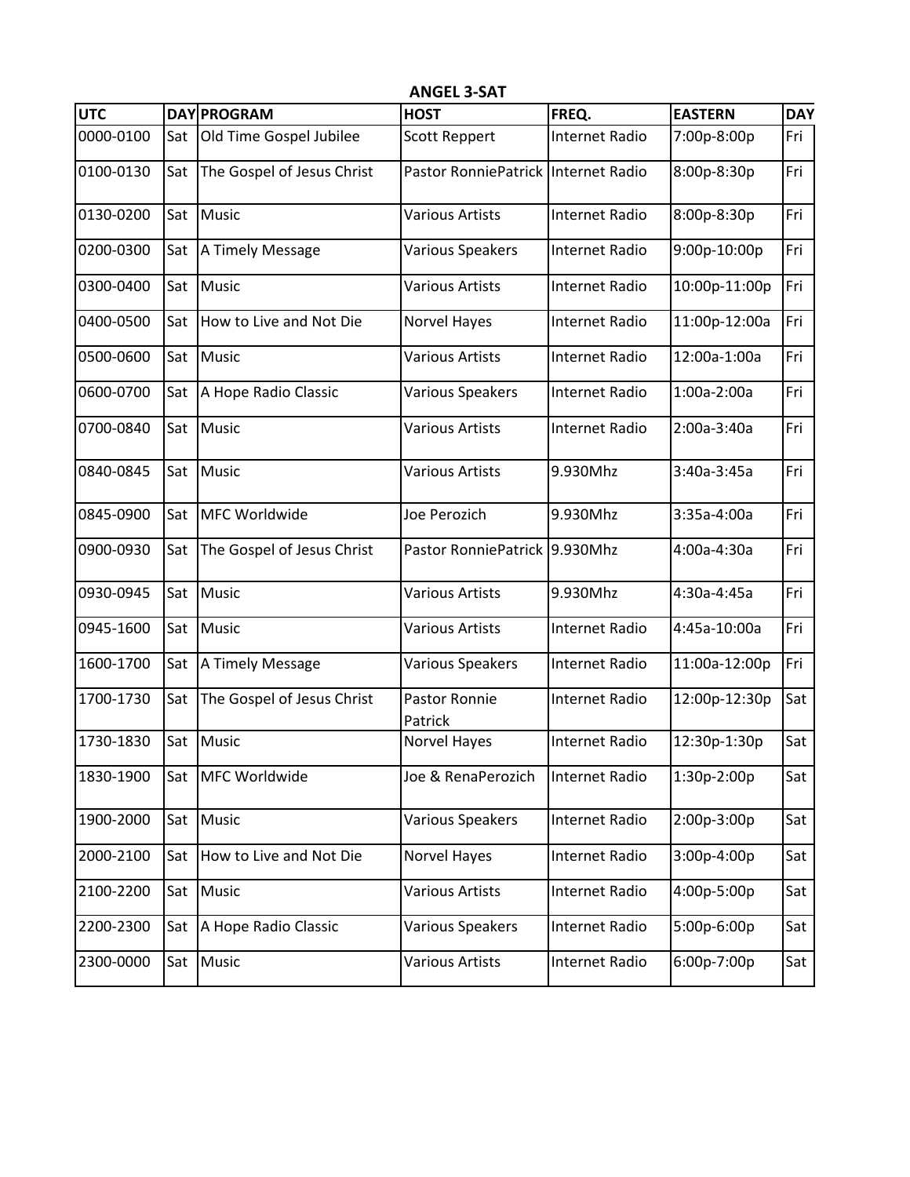## ANGEL 3-SAT

| UTC | DAY | PROGRAM | HOST | FREQ. | EASTERN | DAY |
|---|---|---|---|---|---|---|
| 0000-0100 | Sat | Old Time Gospel Jubilee | Scott Reppert | Internet Radio | 7:00p-8:00p | Fri |
| 0100-0130 | Sat | The Gospel of Jesus Christ | Pastor RonniePatrick | Internet Radio | 8:00p-8:30p | Fri |
| 0130-0200 | Sat | Music | Various Artists | Internet Radio | 8:00p-8:30p | Fri |
| 0200-0300 | Sat | A Timely Message | Various Speakers | Internet Radio | 9:00p-10:00p | Fri |
| 0300-0400 | Sat | Music | Various Artists | Internet Radio | 10:00p-11:00p | Fri |
| 0400-0500 | Sat | How to Live and Not Die | Norvel Hayes | Internet Radio | 11:00p-12:00a | Fri |
| 0500-0600 | Sat | Music | Various Artists | Internet Radio | 12:00a-1:00a | Fri |
| 0600-0700 | Sat | A Hope Radio Classic | Various Speakers | Internet Radio | 1:00a-2:00a | Fri |
| 0700-0840 | Sat | Music | Various Artists | Internet Radio | 2:00a-3:40a | Fri |
| 0840-0845 | Sat | Music | Various Artists | 9.930Mhz | 3:40a-3:45a | Fri |
| 0845-0900 | Sat | MFC Worldwide | Joe Perozich | 9.930Mhz | 3:35a-4:00a | Fri |
| 0900-0930 | Sat | The Gospel of Jesus Christ | Pastor RonniePatrick | 9.930Mhz | 4:00a-4:30a | Fri |
| 0930-0945 | Sat | Music | Various Artists | 9.930Mhz | 4:30a-4:45a | Fri |
| 0945-1600 | Sat | Music | Various Artists | Internet Radio | 4:45a-10:00a | Fri |
| 1600-1700 | Sat | A Timely Message | Various Speakers | Internet Radio | 11:00a-12:00p | Fri |
| 1700-1730 | Sat | The Gospel of Jesus Christ | Pastor Ronnie Patrick | Internet Radio | 12:00p-12:30p | Sat |
| 1730-1830 | Sat | Music | Norvel Hayes | Internet Radio | 12:30p-1:30p | Sat |
| 1830-1900 | Sat | MFC Worldwide | Joe & RenaPerozich | Internet Radio | 1:30p-2:00p | Sat |
| 1900-2000 | Sat | Music | Various Speakers | Internet Radio | 2:00p-3:00p | Sat |
| 2000-2100 | Sat | How to Live and Not Die | Norvel Hayes | Internet Radio | 3:00p-4:00p | Sat |
| 2100-2200 | Sat | Music | Various Artists | Internet Radio | 4:00p-5:00p | Sat |
| 2200-2300 | Sat | A Hope Radio Classic | Various Speakers | Internet Radio | 5:00p-6:00p | Sat |
| 2300-0000 | Sat | Music | Various Artists | Internet Radio | 6:00p-7:00p | Sat |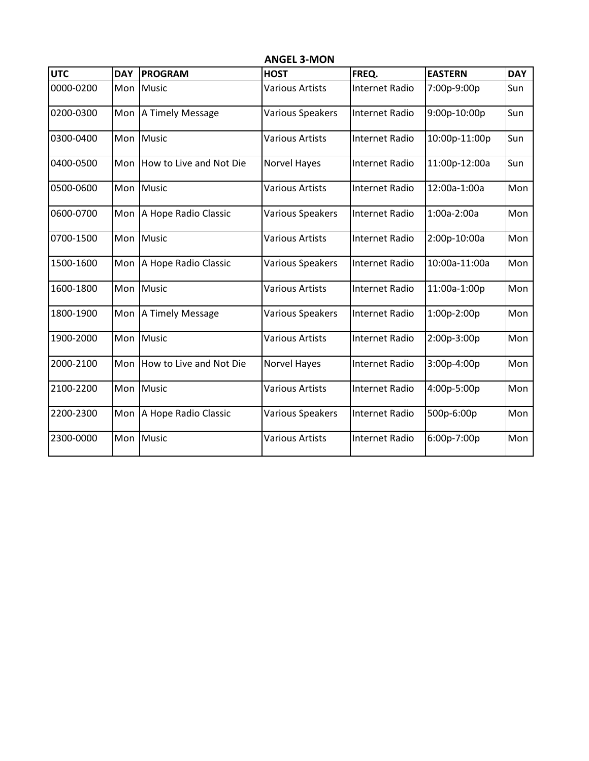**ANGEL 3-MON**

| UTC | DAY | PROGRAM | HOST | FREQ. | EASTERN | DAY |
|---|---|---|---|---|---|---|
| 0000-0200 | Mon | Music | Various Artists | Internet Radio | 7:00p-9:00p | Sun |
| 0200-0300 | Mon | A Timely Message | Various Speakers | Internet Radio | 9:00p-10:00p | Sun |
| 0300-0400 | Mon | Music | Various Artists | Internet Radio | 10:00p-11:00p | Sun |
| 0400-0500 | Mon | How to Live and Not Die | Norvel Hayes | Internet Radio | 11:00p-12:00a | Sun |
| 0500-0600 | Mon | Music | Various Artists | Internet Radio | 12:00a-1:00a | Mon |
| 0600-0700 | Mon | A Hope Radio Classic | Various Speakers | Internet Radio | 1:00a-2:00a | Mon |
| 0700-1500 | Mon | Music | Various Artists | Internet Radio | 2:00p-10:00a | Mon |
| 1500-1600 | Mon | A Hope Radio Classic | Various Speakers | Internet Radio | 10:00a-11:00a | Mon |
| 1600-1800 | Mon | Music | Various Artists | Internet Radio | 11:00a-1:00p | Mon |
| 1800-1900 | Mon | A Timely Message | Various Speakers | Internet Radio | 1:00p-2:00p | Mon |
| 1900-2000 | Mon | Music | Various Artists | Internet Radio | 2:00p-3:00p | Mon |
| 2000-2100 | Mon | How to Live and Not Die | Norvel Hayes | Internet Radio | 3:00p-4:00p | Mon |
| 2100-2200 | Mon | Music | Various Artists | Internet Radio | 4:00p-5:00p | Mon |
| 2200-2300 | Mon | A Hope Radio Classic | Various Speakers | Internet Radio | 500p-6:00p | Mon |
| 2300-0000 | Mon | Music | Various Artists | Internet Radio | 6:00p-7:00p | Mon |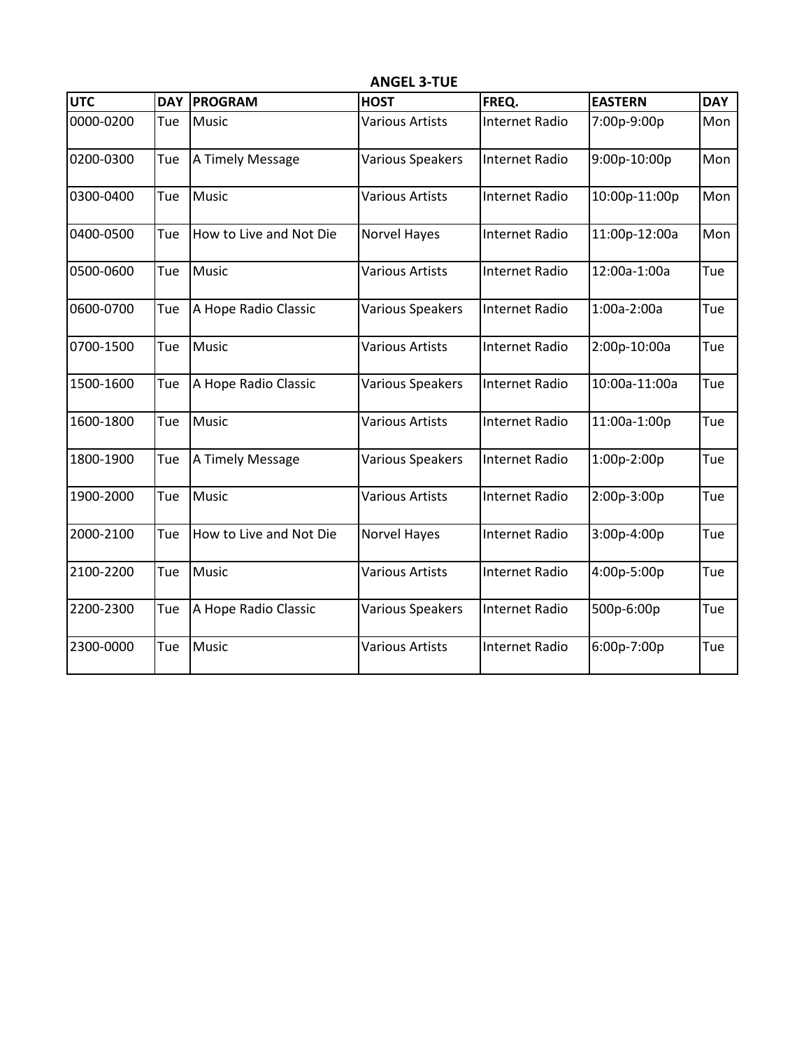**ANGEL 3-TUE**

| UTC | DAY | PROGRAM | HOST | FREQ. | EASTERN | DAY |
|---|---|---|---|---|---|---|
| 0000-0200 | Tue | Music | Various Artists | Internet Radio | 7:00p-9:00p | Mon |
| 0200-0300 | Tue | A Timely Message | Various Speakers | Internet Radio | 9:00p-10:00p | Mon |
| 0300-0400 | Tue | Music | Various Artists | Internet Radio | 10:00p-11:00p | Mon |
| 0400-0500 | Tue | How to Live and Not Die | Norvel Hayes | Internet Radio | 11:00p-12:00a | Mon |
| 0500-0600 | Tue | Music | Various Artists | Internet Radio | 12:00a-1:00a | Tue |
| 0600-0700 | Tue | A Hope Radio Classic | Various Speakers | Internet Radio | 1:00a-2:00a | Tue |
| 0700-1500 | Tue | Music | Various Artists | Internet Radio | 2:00p-10:00a | Tue |
| 1500-1600 | Tue | A Hope Radio Classic | Various Speakers | Internet Radio | 10:00a-11:00a | Tue |
| 1600-1800 | Tue | Music | Various Artists | Internet Radio | 11:00a-1:00p | Tue |
| 1800-1900 | Tue | A Timely Message | Various Speakers | Internet Radio | 1:00p-2:00p | Tue |
| 1900-2000 | Tue | Music | Various Artists | Internet Radio | 2:00p-3:00p | Tue |
| 2000-2100 | Tue | How to Live and Not Die | Norvel Hayes | Internet Radio | 3:00p-4:00p | Tue |
| 2100-2200 | Tue | Music | Various Artists | Internet Radio | 4:00p-5:00p | Tue |
| 2200-2300 | Tue | A Hope Radio Classic | Various Speakers | Internet Radio | 500p-6:00p | Tue |
| 2300-0000 | Tue | Music | Various Artists | Internet Radio | 6:00p-7:00p | Tue |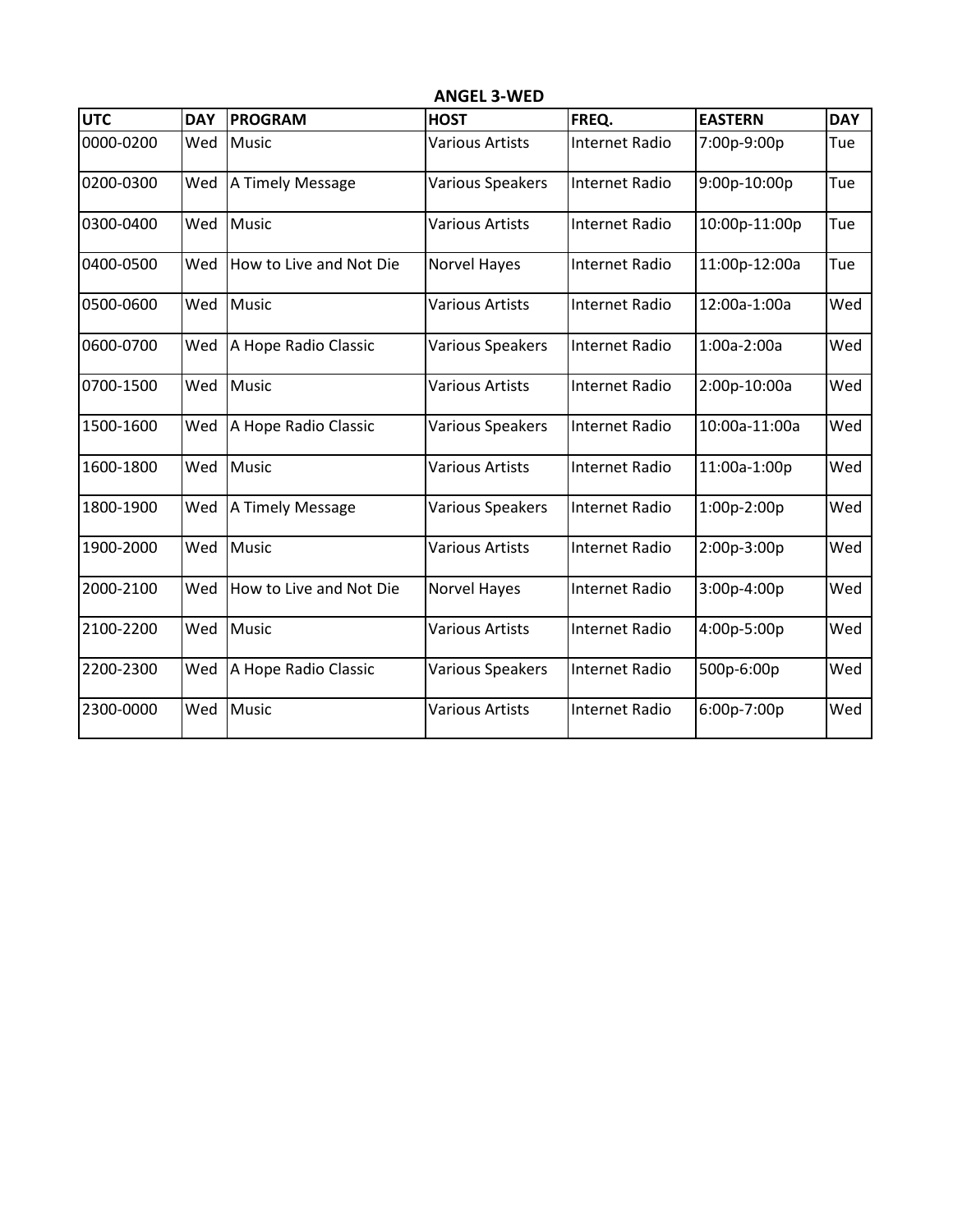**ANGEL 3-WED**

| UTC | DAY | PROGRAM | HOST | FREQ. | EASTERN | DAY |
|---|---|---|---|---|---|---|
| 0000-0200 | Wed | Music | Various Artists | Internet Radio | 7:00p-9:00p | Tue |
| 0200-0300 | Wed | A Timely Message | Various Speakers | Internet Radio | 9:00p-10:00p | Tue |
| 0300-0400 | Wed | Music | Various Artists | Internet Radio | 10:00p-11:00p | Tue |
| 0400-0500 | Wed | How to Live and Not Die | Norvel Hayes | Internet Radio | 11:00p-12:00a | Tue |
| 0500-0600 | Wed | Music | Various Artists | Internet Radio | 12:00a-1:00a | Wed |
| 0600-0700 | Wed | A Hope Radio Classic | Various Speakers | Internet Radio | 1:00a-2:00a | Wed |
| 0700-1500 | Wed | Music | Various Artists | Internet Radio | 2:00p-10:00a | Wed |
| 1500-1600 | Wed | A Hope Radio Classic | Various Speakers | Internet Radio | 10:00a-11:00a | Wed |
| 1600-1800 | Wed | Music | Various Artists | Internet Radio | 11:00a-1:00p | Wed |
| 1800-1900 | Wed | A Timely Message | Various Speakers | Internet Radio | 1:00p-2:00p | Wed |
| 1900-2000 | Wed | Music | Various Artists | Internet Radio | 2:00p-3:00p | Wed |
| 2000-2100 | Wed | How to Live and Not Die | Norvel Hayes | Internet Radio | 3:00p-4:00p | Wed |
| 2100-2200 | Wed | Music | Various Artists | Internet Radio | 4:00p-5:00p | Wed |
| 2200-2300 | Wed | A Hope Radio Classic | Various Speakers | Internet Radio | 500p-6:00p | Wed |
| 2300-0000 | Wed | Music | Various Artists | Internet Radio | 6:00p-7:00p | Wed |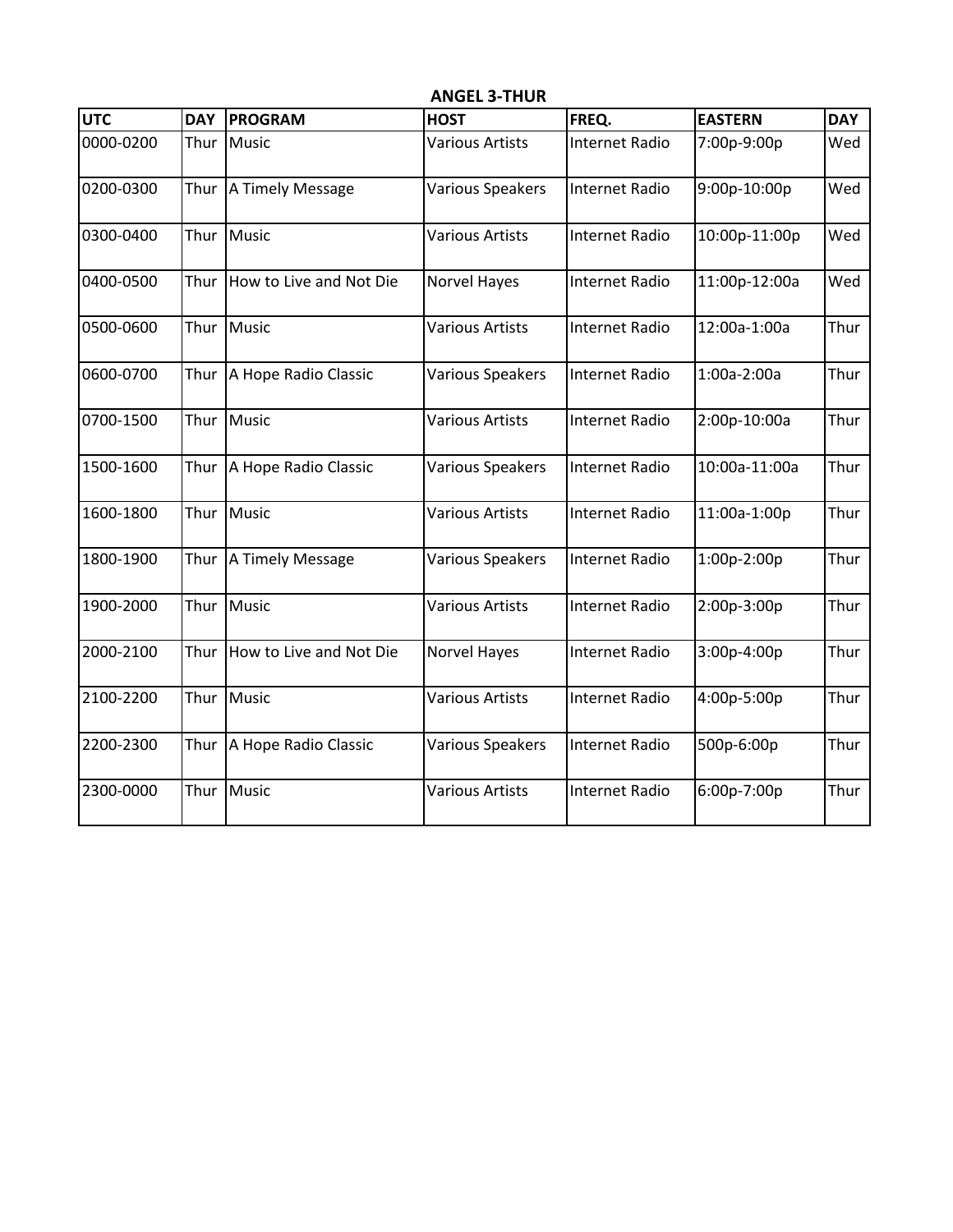**ANGEL 3-THUR**

| UTC | DAY | PROGRAM | HOST | FREQ. | EASTERN | DAY |
|---|---|---|---|---|---|---|
| 0000-0200 | Thur | Music | Various Artists | Internet Radio | 7:00p-9:00p | Wed |
| 0200-0300 | Thur | A Timely Message | Various Speakers | Internet Radio | 9:00p-10:00p | Wed |
| 0300-0400 | Thur | Music | Various Artists | Internet Radio | 10:00p-11:00p | Wed |
| 0400-0500 | Thur | How to Live and Not Die | Norvel Hayes | Internet Radio | 11:00p-12:00a | Wed |
| 0500-0600 | Thur | Music | Various Artists | Internet Radio | 12:00a-1:00a | Thur |
| 0600-0700 | Thur | A Hope Radio Classic | Various Speakers | Internet Radio | 1:00a-2:00a | Thur |
| 0700-1500 | Thur | Music | Various Artists | Internet Radio | 2:00p-10:00a | Thur |
| 1500-1600 | Thur | A Hope Radio Classic | Various Speakers | Internet Radio | 10:00a-11:00a | Thur |
| 1600-1800 | Thur | Music | Various Artists | Internet Radio | 11:00a-1:00p | Thur |
| 1800-1900 | Thur | A Timely Message | Various Speakers | Internet Radio | 1:00p-2:00p | Thur |
| 1900-2000 | Thur | Music | Various Artists | Internet Radio | 2:00p-3:00p | Thur |
| 2000-2100 | Thur | How to Live and Not Die | Norvel Hayes | Internet Radio | 3:00p-4:00p | Thur |
| 2100-2200 | Thur | Music | Various Artists | Internet Radio | 4:00p-5:00p | Thur |
| 2200-2300 | Thur | A Hope Radio Classic | Various Speakers | Internet Radio | 500p-6:00p | Thur |
| 2300-0000 | Thur | Music | Various Artists | Internet Radio | 6:00p-7:00p | Thur |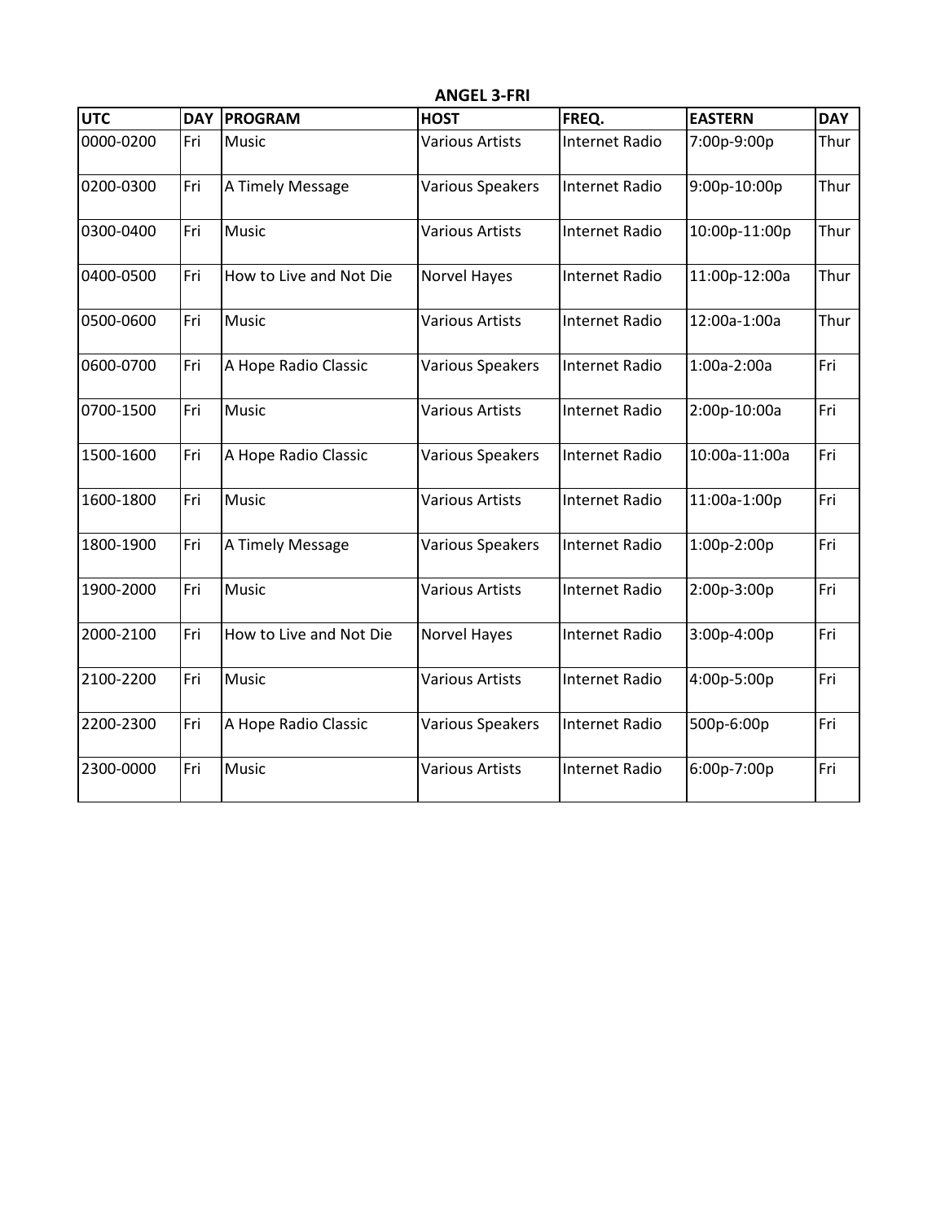**ANGEL 3-FRI**

| UTC | DAY | PROGRAM | HOST | FREQ. | EASTERN | DAY |
|---|---|---|---|---|---|---|
| 0000-0200 | Fri | Music | Various Artists | Internet Radio | 7:00p-9:00p | Thur |
| 0200-0300 | Fri | A Timely Message | Various Speakers | Internet Radio | 9:00p-10:00p | Thur |
| 0300-0400 | Fri | Music | Various Artists | Internet Radio | 10:00p-11:00p | Thur |
| 0400-0500 | Fri | How to Live and Not Die | Norvel Hayes | Internet Radio | 11:00p-12:00a | Thur |
| 0500-0600 | Fri | Music | Various Artists | Internet Radio | 12:00a-1:00a | Thur |
| 0600-0700 | Fri | A Hope Radio Classic | Various Speakers | Internet Radio | 1:00a-2:00a | Fri |
| 0700-1500 | Fri | Music | Various Artists | Internet Radio | 2:00p-10:00a | Fri |
| 1500-1600 | Fri | A Hope Radio Classic | Various Speakers | Internet Radio | 10:00a-11:00a | Fri |
| 1600-1800 | Fri | Music | Various Artists | Internet Radio | 11:00a-1:00p | Fri |
| 1800-1900 | Fri | A Timely Message | Various Speakers | Internet Radio | 1:00p-2:00p | Fri |
| 1900-2000 | Fri | Music | Various Artists | Internet Radio | 2:00p-3:00p | Fri |
| 2000-2100 | Fri | How to Live and Not Die | Norvel Hayes | Internet Radio | 3:00p-4:00p | Fri |
| 2100-2200 | Fri | Music | Various Artists | Internet Radio | 4:00p-5:00p | Fri |
| 2200-2300 | Fri | A Hope Radio Classic | Various Speakers | Internet Radio | 500p-6:00p | Fri |
| 2300-0000 | Fri | Music | Various Artists | Internet Radio | 6:00p-7:00p | Fri |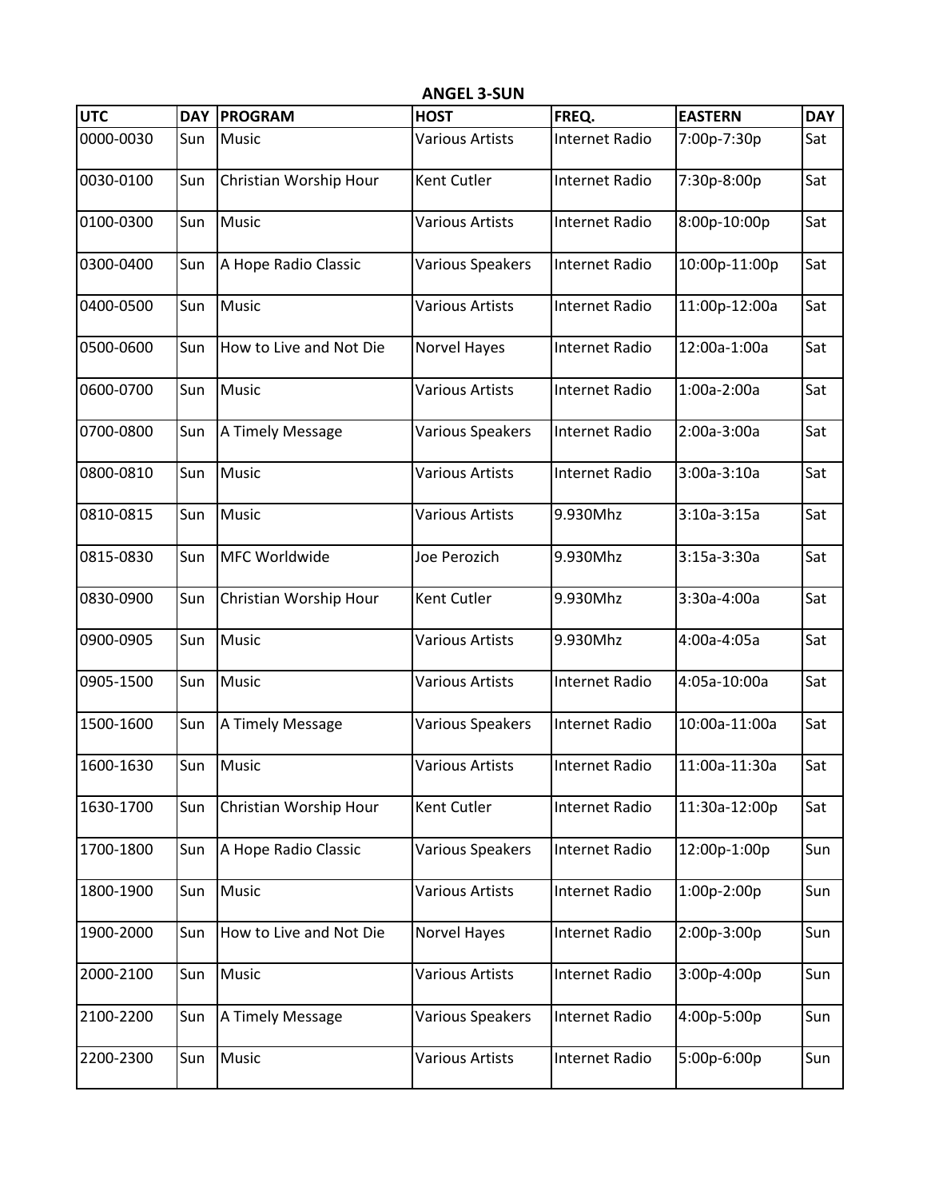## ANGEL 3-SUN

| UTC | DAY | PROGRAM | HOST | FREQ. | EASTERN | DAY |
|---|---|---|---|---|---|---|
| 0000-0030 | Sun | Music | Various Artists | Internet Radio | 7:00p-7:30p | Sat |
| 0030-0100 | Sun | Christian Worship Hour | Kent Cutler | Internet Radio | 7:30p-8:00p | Sat |
| 0100-0300 | Sun | Music | Various Artists | Internet Radio | 8:00p-10:00p | Sat |
| 0300-0400 | Sun | A Hope Radio Classic | Various Speakers | Internet Radio | 10:00p-11:00p | Sat |
| 0400-0500 | Sun | Music | Various Artists | Internet Radio | 11:00p-12:00a | Sat |
| 0500-0600 | Sun | How to Live and Not Die | Norvel Hayes | Internet Radio | 12:00a-1:00a | Sat |
| 0600-0700 | Sun | Music | Various Artists | Internet Radio | 1:00a-2:00a | Sat |
| 0700-0800 | Sun | A Timely Message | Various Speakers | Internet Radio | 2:00a-3:00a | Sat |
| 0800-0810 | Sun | Music | Various Artists | Internet Radio | 3:00a-3:10a | Sat |
| 0810-0815 | Sun | Music | Various Artists | 9.930Mhz | 3:10a-3:15a | Sat |
| 0815-0830 | Sun | MFC Worldwide | Joe Perozich | 9.930Mhz | 3:15a-3:30a | Sat |
| 0830-0900 | Sun | Christian Worship Hour | Kent Cutler | 9.930Mhz | 3:30a-4:00a | Sat |
| 0900-0905 | Sun | Music | Various Artists | 9.930Mhz | 4:00a-4:05a | Sat |
| 0905-1500 | Sun | Music | Various Artists | Internet Radio | 4:05a-10:00a | Sat |
| 1500-1600 | Sun | A Timely Message | Various Speakers | Internet Radio | 10:00a-11:00a | Sat |
| 1600-1630 | Sun | Music | Various Artists | Internet Radio | 11:00a-11:30a | Sat |
| 1630-1700 | Sun | Christian Worship Hour | Kent Cutler | Internet Radio | 11:30a-12:00p | Sat |
| 1700-1800 | Sun | A Hope Radio Classic | Various Speakers | Internet Radio | 12:00p-1:00p | Sun |
| 1800-1900 | Sun | Music | Various Artists | Internet Radio | 1:00p-2:00p | Sun |
| 1900-2000 | Sun | How to Live and Not Die | Norvel Hayes | Internet Radio | 2:00p-3:00p | Sun |
| 2000-2100 | Sun | Music | Various Artists | Internet Radio | 3:00p-4:00p | Sun |
| 2100-2200 | Sun | A Timely Message | Various Speakers | Internet Radio | 4:00p-5:00p | Sun |
| 2200-2300 | Sun | Music | Various Artists | Internet Radio | 5:00p-6:00p | Sun |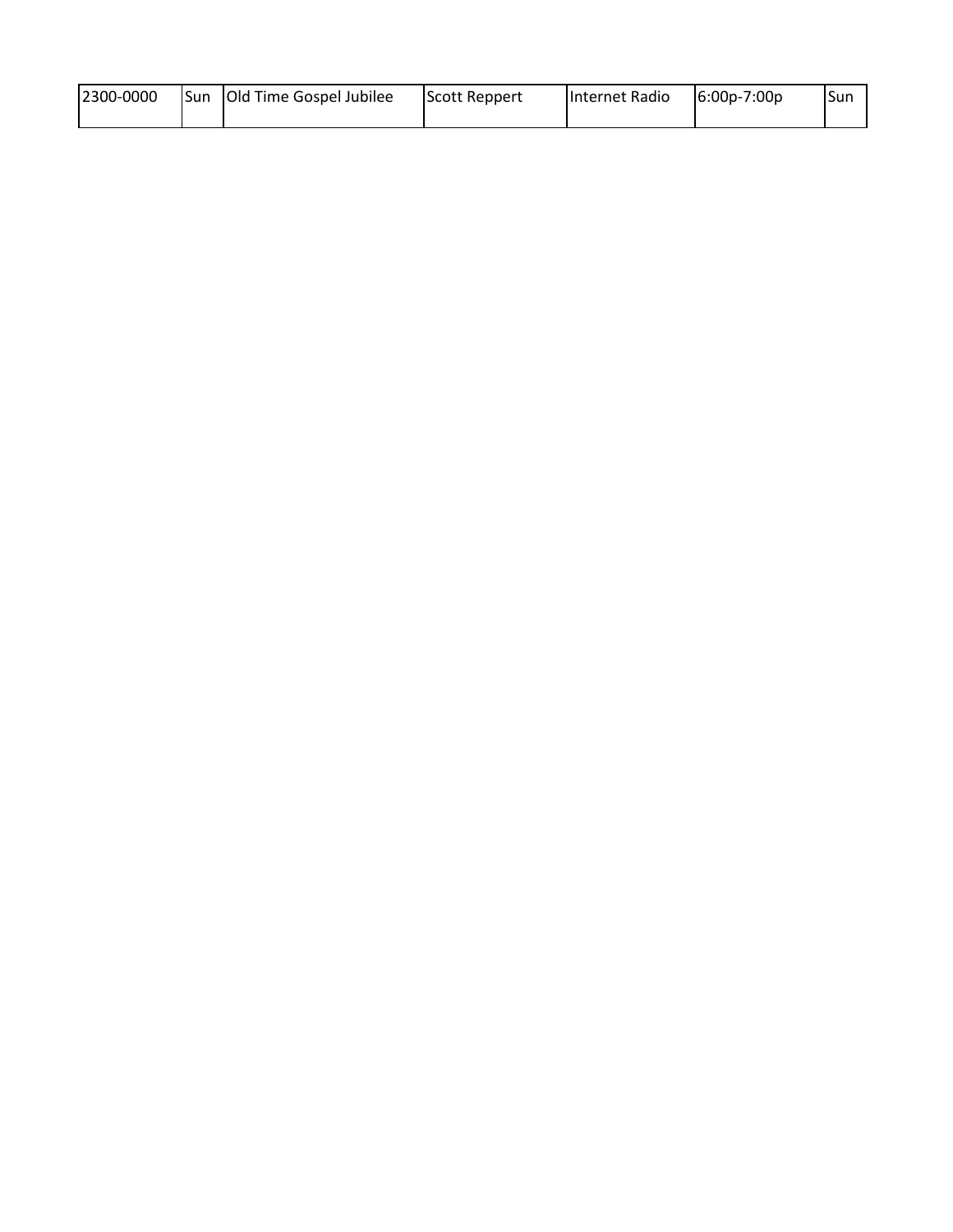| | | | | | | |
|---|---|---|---|---|---|---|
| 2300-0000 | Sun | Old Time Gospel Jubilee | Scott Reppert | Internet Radio | 6:00p-7:00p | Sun |